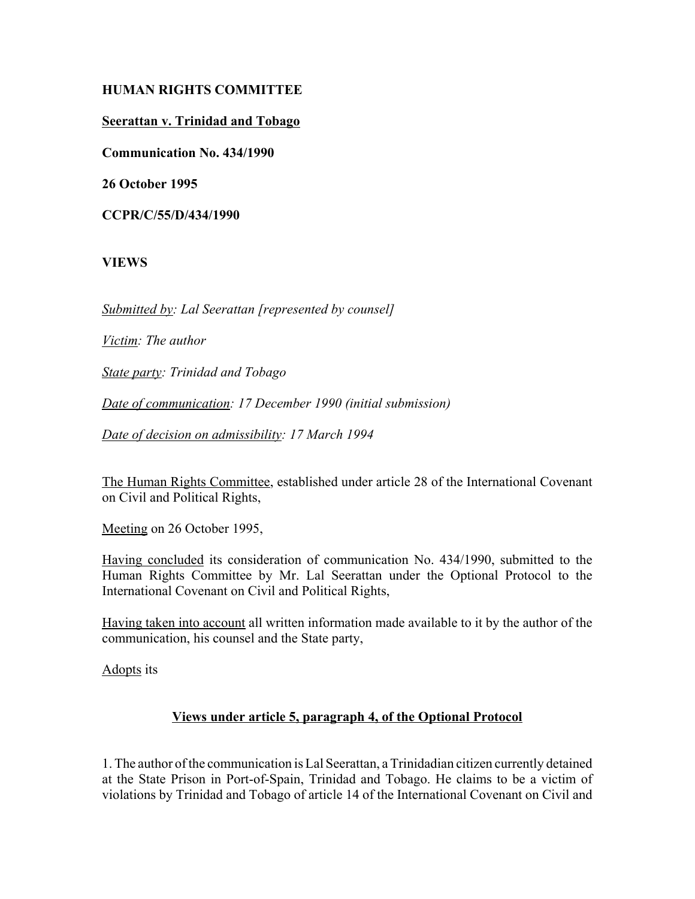**HUMAN RIGHTS COMMITTEE**

**Seerattan v. Trinidad and Tobago**

**Communication No. 434/1990**

**26 October 1995**

**CCPR/C/55/D/434/1990**

**VIEWS**

*Submitted by: Lal Seerattan [represented by counsel]*

*Victim: The author*

*State party: Trinidad and Tobago*

*Date of communication: 17 December 1990 (initial submission)*

*Date of decision on admissibility: 17 March 1994*

The Human Rights Committee, established under article 28 of the International Covenant on Civil and Political Rights,

Meeting on 26 October 1995,

Having concluded its consideration of communication No. 434/1990, submitted to the Human Rights Committee by Mr. Lal Seerattan under the Optional Protocol to the International Covenant on Civil and Political Rights,

Having taken into account all written information made available to it by the author of the communication, his counsel and the State party,

Adopts its

## Views under article 5, paragraph 4, of the Optional Protocol

1. The author of the communication is Lal Seerattan, a Trinidadian citizen currently detained at the State Prison in Port-of-Spain, Trinidad and Tobago. He claims to be a victim of violations by Trinidad and Tobago of article 14 of the International Covenant on Civil and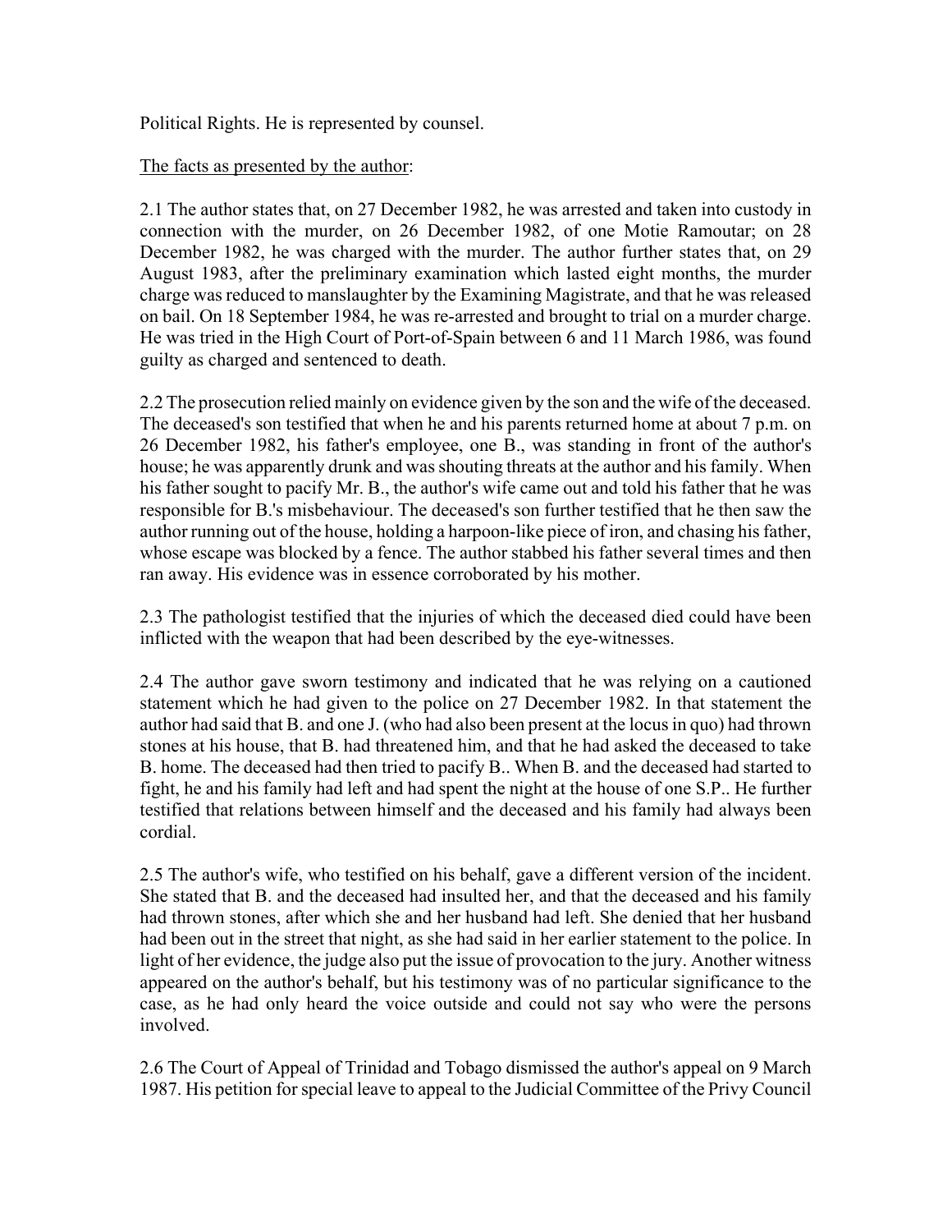Political Rights. He is represented by counsel.

The facts as presented by the author:

2.1 The author states that, on 27 December 1982, he was arrested and taken into custody in connection with the murder, on 26 December 1982, of one Motie Ramoutar; on 28 December 1982, he was charged with the murder. The author further states that, on 29 August 1983, after the preliminary examination which lasted eight months, the murder charge was reduced to manslaughter by the Examining Magistrate, and that he was released on bail. On 18 September 1984, he was re-arrested and brought to trial on a murder charge. He was tried in the High Court of Port-of-Spain between 6 and 11 March 1986, was found guilty as charged and sentenced to death.

2.2 The prosecution relied mainly on evidence given by the son and the wife of the deceased. The deceased's son testified that when he and his parents returned home at about 7 p.m. on 26 December 1982, his father's employee, one B., was standing in front of the author's house; he was apparently drunk and was shouting threats at the author and his family. When his father sought to pacify Mr. B., the author's wife came out and told his father that he was responsible for B.'s misbehaviour. The deceased's son further testified that he then saw the author running out of the house, holding a harpoon-like piece of iron, and chasing his father, whose escape was blocked by a fence. The author stabbed his father several times and then ran away. His evidence was in essence corroborated by his mother.

2.3 The pathologist testified that the injuries of which the deceased died could have been inflicted with the weapon that had been described by the eye-witnesses.

2.4 The author gave sworn testimony and indicated that he was relying on a cautioned statement which he had given to the police on 27 December 1982. In that statement the author had said that B. and one J. (who had also been present at the locus in quo) had thrown stones at his house, that B. had threatened him, and that he had asked the deceased to take B. home. The deceased had then tried to pacify B.. When B. and the deceased had started to fight, he and his family had left and had spent the night at the house of one S.P.. He further testified that relations between himself and the deceased and his family had always been cordial.

2.5 The author's wife, who testified on his behalf, gave a different version of the incident. She stated that B. and the deceased had insulted her, and that the deceased and his family had thrown stones, after which she and her husband had left. She denied that her husband had been out in the street that night, as she had said in her earlier statement to the police. In light of her evidence, the judge also put the issue of provocation to the jury. Another witness appeared on the author's behalf, but his testimony was of no particular significance to the case, as he had only heard the voice outside and could not say who were the persons involved.

2.6 The Court of Appeal of Trinidad and Tobago dismissed the author's appeal on 9 March 1987. His petition for special leave to appeal to the Judicial Committee of the Privy Council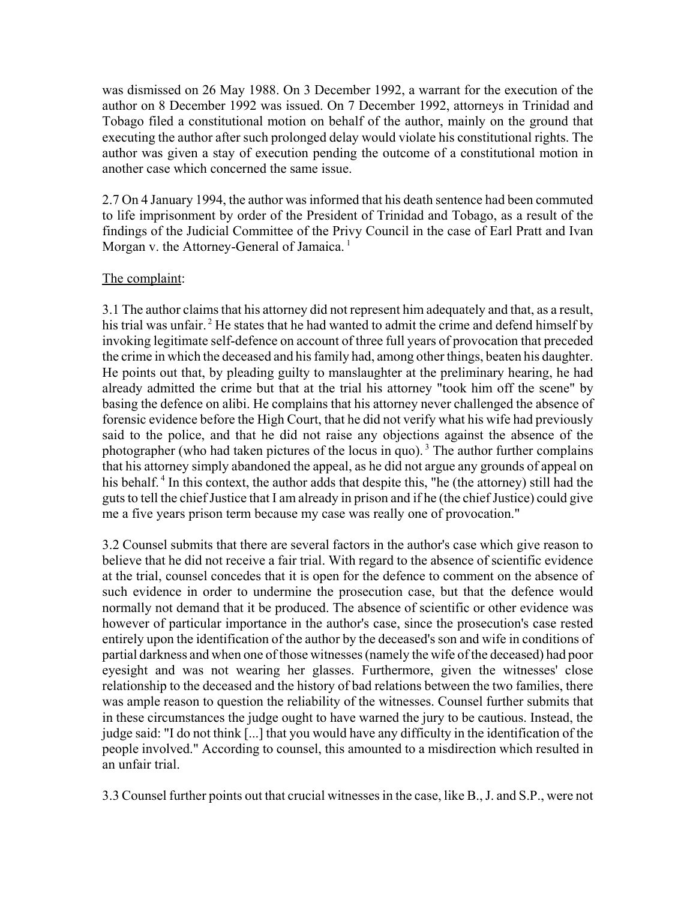was dismissed on 26 May 1988. On 3 December 1992, a warrant for the execution of the author on 8 December 1992 was issued. On 7 December 1992, attorneys in Trinidad and Tobago filed a constitutional motion on behalf of the author, mainly on the ground that executing the author after such prolonged delay would violate his constitutional rights. The author was given a stay of execution pending the outcome of a constitutional motion in another case which concerned the same issue.

2.7 On 4 January 1994, the author was informed that his death sentence had been commuted to life imprisonment by order of the President of Trinidad and Tobago, as a result of the findings of the Judicial Committee of the Privy Council in the case of Earl Pratt and Ivan Morgan v. the Attorney-General of Jamaica. [1]

The complaint:

3.1 The author claims that his attorney did not represent him adequately and that, as a result, his trial was unfair. [2] He states that he had wanted to admit the crime and defend himself by invoking legitimate self-defence on account of three full years of provocation that preceded the crime in which the deceased and his family had, among other things, beaten his daughter. He points out that, by pleading guilty to manslaughter at the preliminary hearing, he had already admitted the crime but that at the trial his attorney "took him off the scene" by basing the defence on alibi. He complains that his attorney never challenged the absence of forensic evidence before the High Court, that he did not verify what his wife had previously said to the police, and that he did not raise any objections against the absence of the photographer (who had taken pictures of the locus in quo). [3] The author further complains that his attorney simply abandoned the appeal, as he did not argue any grounds of appeal on his behalf. [4] In this context, the author adds that despite this, "he (the attorney) still had the guts to tell the chief Justice that I am already in prison and if he (the chief Justice) could give me a five years prison term because my case was really one of provocation."

3.2 Counsel submits that there are several factors in the author's case which give reason to believe that he did not receive a fair trial. With regard to the absence of scientific evidence at the trial, counsel concedes that it is open for the defence to comment on the absence of such evidence in order to undermine the prosecution case, but that the defence would normally not demand that it be produced. The absence of scientific or other evidence was however of particular importance in the author's case, since the prosecution's case rested entirely upon the identification of the author by the deceased's son and wife in conditions of partial darkness and when one of those witnesses (namely the wife of the deceased) had poor eyesight and was not wearing her glasses. Furthermore, given the witnesses' close relationship to the deceased and the history of bad relations between the two families, there was ample reason to question the reliability of the witnesses. Counsel further submits that in these circumstances the judge ought to have warned the jury to be cautious. Instead, the judge said: "I do not think [...] that you would have any difficulty in the identification of the people involved." According to counsel, this amounted to a misdirection which resulted in an unfair trial.

3.3 Counsel further points out that crucial witnesses in the case, like B., J. and S.P., were not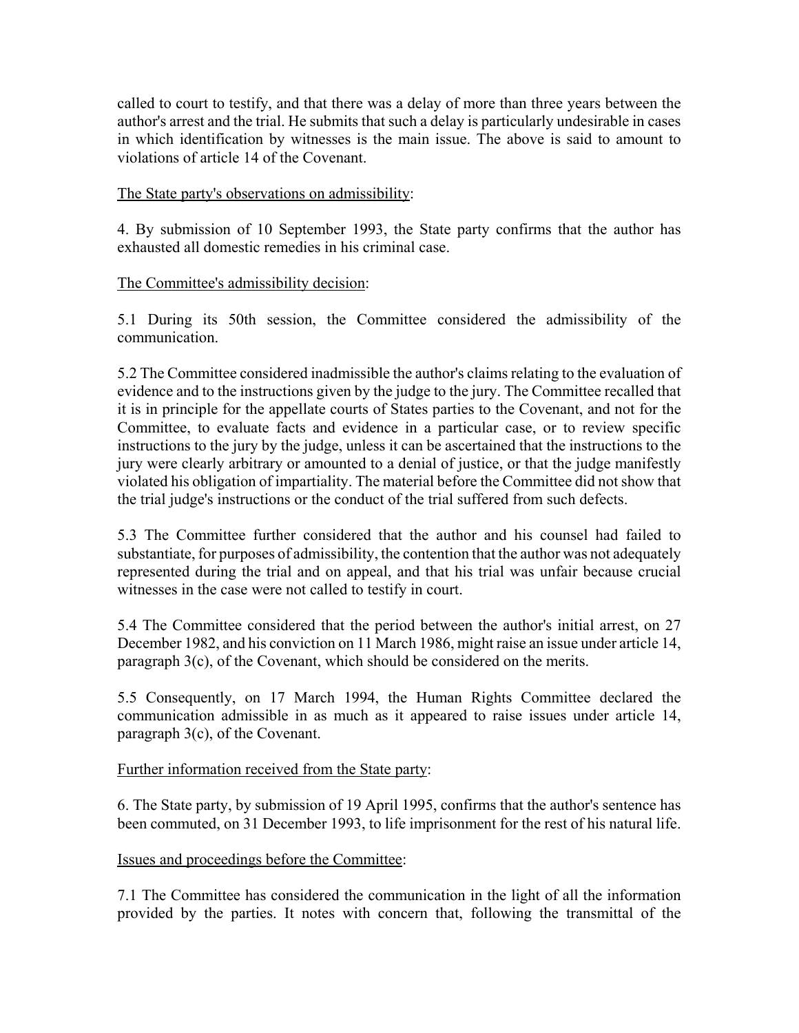called to court to testify, and that there was a delay of more than three years between the author's arrest and the trial. He submits that such a delay is particularly undesirable in cases in which identification by witnesses is the main issue. The above is said to amount to violations of article 14 of the Covenant.

The State party's observations on admissibility:

4. By submission of 10 September 1993, the State party confirms that the author has exhausted all domestic remedies in his criminal case.

The Committee's admissibility decision:

5.1 During its 50th session, the Committee considered the admissibility of the communication.

5.2 The Committee considered inadmissible the author's claims relating to the evaluation of evidence and to the instructions given by the judge to the jury. The Committee recalled that it is in principle for the appellate courts of States parties to the Covenant, and not for the Committee, to evaluate facts and evidence in a particular case, or to review specific instructions to the jury by the judge, unless it can be ascertained that the instructions to the jury were clearly arbitrary or amounted to a denial of justice, or that the judge manifestly violated his obligation of impartiality. The material before the Committee did not show that the trial judge's instructions or the conduct of the trial suffered from such defects.

5.3 The Committee further considered that the author and his counsel had failed to substantiate, for purposes of admissibility, the contention that the author was not adequately represented during the trial and on appeal, and that his trial was unfair because crucial witnesses in the case were not called to testify in court.

5.4 The Committee considered that the period between the author's initial arrest, on 27 December 1982, and his conviction on 11 March 1986, might raise an issue under article 14, paragraph 3(c), of the Covenant, which should be considered on the merits.

5.5 Consequently, on 17 March 1994, the Human Rights Committee declared the communication admissible in as much as it appeared to raise issues under article 14, paragraph 3(c), of the Covenant.

Further information received from the State party:

6. The State party, by submission of 19 April 1995, confirms that the author's sentence has been commuted, on 31 December 1993, to life imprisonment for the rest of his natural life.

Issues and proceedings before the Committee:

7.1 The Committee has considered the communication in the light of all the information provided by the parties. It notes with concern that, following the transmittal of the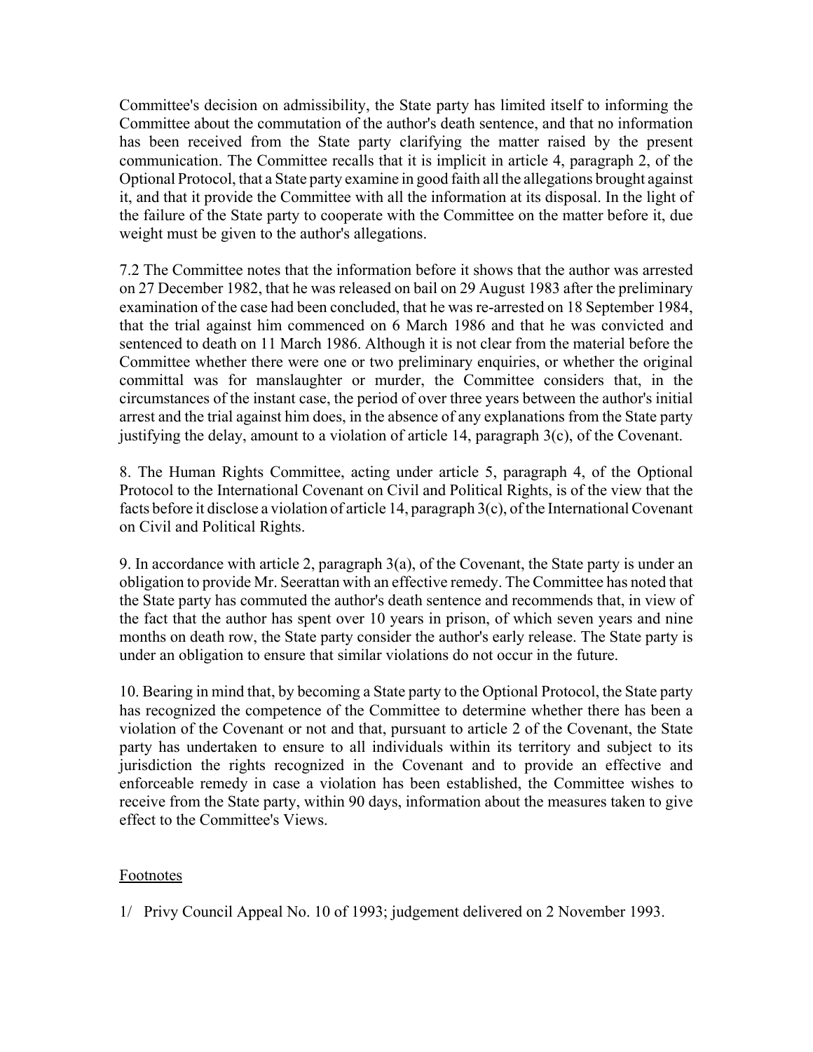Committee's decision on admissibility, the State party has limited itself to informing the Committee about the commutation of the author's death sentence, and that no information has been received from the State party clarifying the matter raised by the present communication. The Committee recalls that it is implicit in article 4, paragraph 2, of the Optional Protocol, that a State party examine in good faith all the allegations brought against it, and that it provide the Committee with all the information at its disposal. In the light of the failure of the State party to cooperate with the Committee on the matter before it, due weight must be given to the author's allegations.

7.2 The Committee notes that the information before it shows that the author was arrested on 27 December 1982, that he was released on bail on 29 August 1983 after the preliminary examination of the case had been concluded, that he was re-arrested on 18 September 1984, that the trial against him commenced on 6 March 1986 and that he was convicted and sentenced to death on 11 March 1986. Although it is not clear from the material before the Committee whether there were one or two preliminary enquiries, or whether the original committal was for manslaughter or murder, the Committee considers that, in the circumstances of the instant case, the period of over three years between the author's initial arrest and the trial against him does, in the absence of any explanations from the State party justifying the delay, amount to a violation of article 14, paragraph 3(c), of the Covenant.

8. The Human Rights Committee, acting under article 5, paragraph 4, of the Optional Protocol to the International Covenant on Civil and Political Rights, is of the view that the facts before it disclose a violation of article 14, paragraph 3(c), of the International Covenant on Civil and Political Rights.

9. In accordance with article 2, paragraph 3(a), of the Covenant, the State party is under an obligation to provide Mr. Seerattan with an effective remedy. The Committee has noted that the State party has commuted the author's death sentence and recommends that, in view of the fact that the author has spent over 10 years in prison, of which seven years and nine months on death row, the State party consider the author's early release. The State party is under an obligation to ensure that similar violations do not occur in the future.

10. Bearing in mind that, by becoming a State party to the Optional Protocol, the State party has recognized the competence of the Committee to determine whether there has been a violation of the Covenant or not and that, pursuant to article 2 of the Covenant, the State party has undertaken to ensure to all individuals within its territory and subject to its jurisdiction the rights recognized in the Covenant and to provide an effective and enforceable remedy in case a violation has been established, the Committee wishes to receive from the State party, within 90 days, information about the measures taken to give effect to the Committee's Views.

Footnotes

1/ Privy Council Appeal No. 10 of 1993; judgement delivered on 2 November 1993.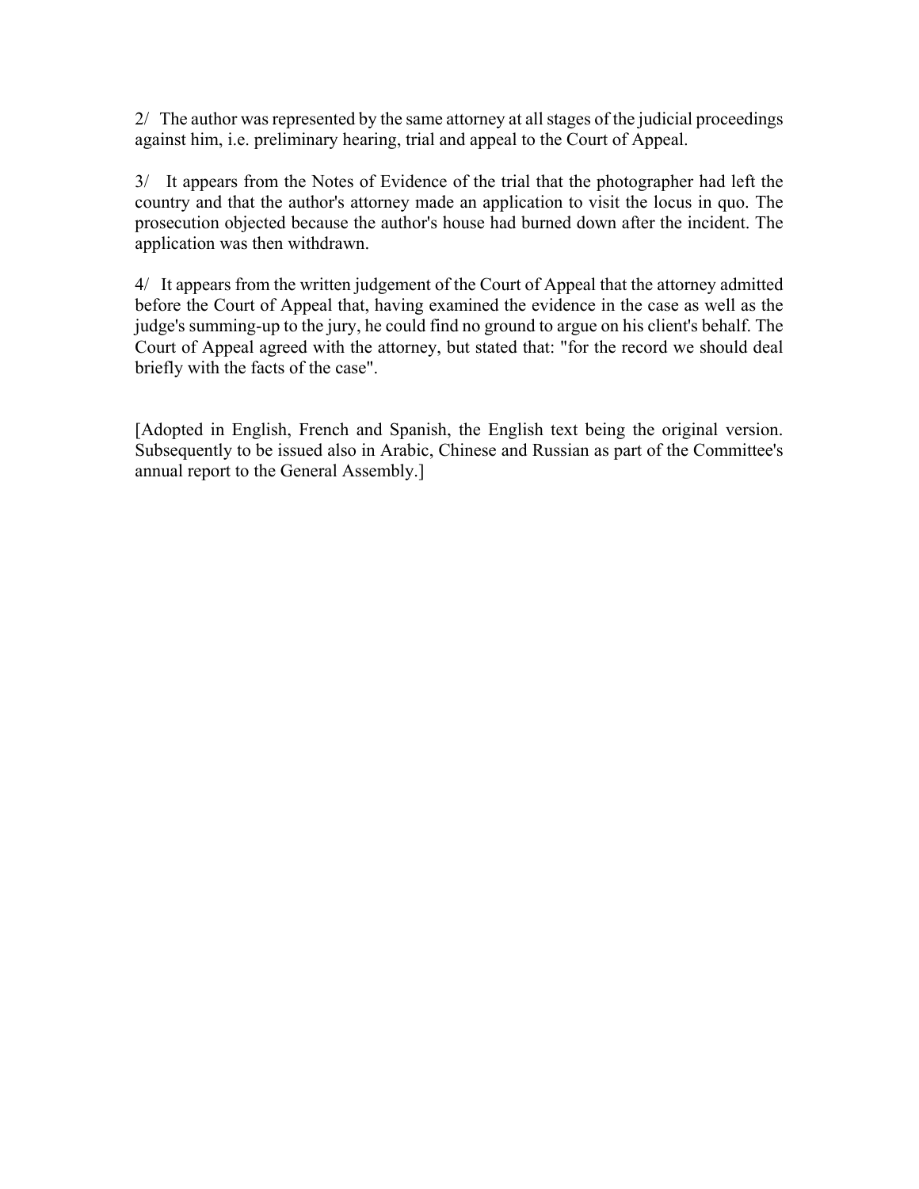2/ The author was represented by the same attorney at all stages of the judicial proceedings against him, i.e. preliminary hearing, trial and appeal to the Court of Appeal.

3/ It appears from the Notes of Evidence of the trial that the photographer had left the country and that the author's attorney made an application to visit the locus in quo. The prosecution objected because the author's house had burned down after the incident. The application was then withdrawn.

4/ It appears from the written judgement of the Court of Appeal that the attorney admitted before the Court of Appeal that, having examined the evidence in the case as well as the judge's summing-up to the jury, he could find no ground to argue on his client's behalf. The Court of Appeal agreed with the attorney, but stated that: "for the record we should deal briefly with the facts of the case".

[Adopted in English, French and Spanish, the English text being the original version. Subsequently to be issued also in Arabic, Chinese and Russian as part of the Committee's annual report to the General Assembly.]